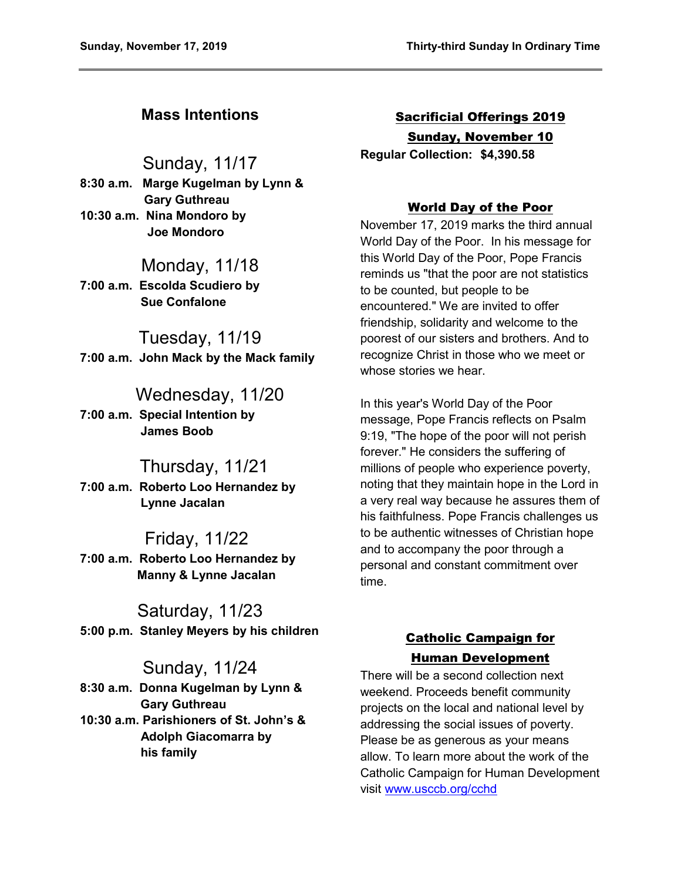## Mass Intentions

### Sunday, 11/17

**8:30 a.m. Marge Kugelman by Lynn & Gary Guthreau**
**10:30 a.m. Nina Mondoro by Joe Mondoro**

### Monday, 11/18

**7:00 a.m. Escolda Scudiero by Sue Confalone**

### Tuesday, 11/19

**7:00 a.m. John Mack by the Mack family**

### Wednesday, 11/20

**7:00 a.m. Special Intention by James Boob**

### Thursday, 11/21

**7:00 a.m. Roberto Loo Hernandez by Lynne Jacalan**

### Friday, 11/22

**7:00 a.m. Roberto Loo Hernandez by Manny & Lynne Jacalan**

### Saturday, 11/23

**5:00 p.m. Stanley Meyers by his children**

### Sunday, 11/24

**8:30 a.m. Donna Kugelman by Lynn & Gary Guthreau**
**10:30 a.m. Parishioners of St. John's & Adolph Giacomarra by his family**

## Sacrificial Offerings 2019

**Sunday, November 10**

**Regular Collection: $4,390.58**

## World Day of the Poor

November 17, 2019 marks the third annual World Day of the Poor. In his message for this World Day of the Poor, Pope Francis reminds us "that the poor are not statistics to be counted, but people to be encountered." We are invited to offer friendship, solidarity and welcome to the poorest of our sisters and brothers. And to recognize Christ in those who we meet or whose stories we hear.

In this year's World Day of the Poor message, Pope Francis reflects on Psalm 9:19, "The hope of the poor will not perish forever." He considers the suffering of millions of people who experience poverty, noting that they maintain hope in the Lord in a very real way because he assures them of his faithfulness. Pope Francis challenges us to be authentic witnesses of Christian hope and to accompany the poor through a personal and constant commitment over time.

## Catholic Campaign for Human Development

There will be a second collection next weekend. Proceeds benefit community projects on the local and national level by addressing the social issues of poverty. Please be as generous as your means allow. To learn more about the work of the Catholic Campaign for Human Development visit www.usccb.org/cchd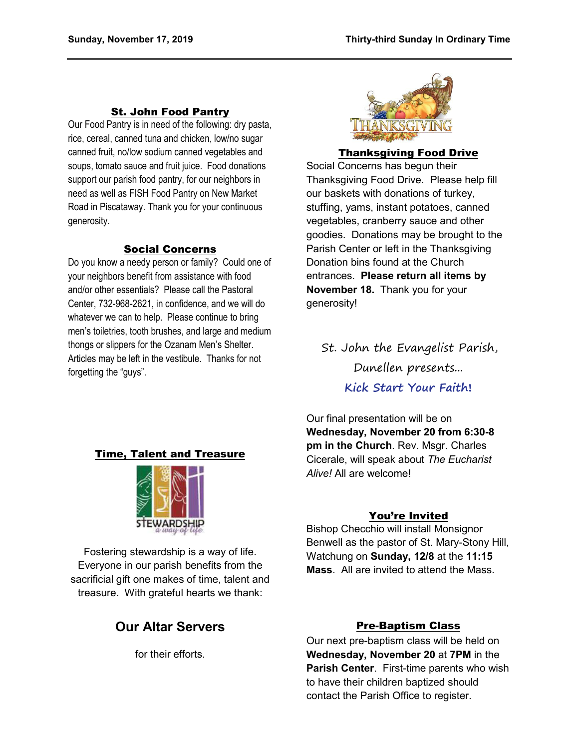## St. John Food Pantry

Our Food Pantry is in need of the following: dry pasta, rice, cereal, canned tuna and chicken, low/no sugar canned fruit, no/low sodium canned vegetables and soups, tomato sauce and fruit juice. Food donations support our parish food pantry, for our neighbors in need as well as FISH Food Pantry on New Market Road in Piscataway. Thank you for your continuous generosity.

## Social Concerns

Do you know a needy person or family? Could one of your neighbors benefit from assistance with food and/or other essentials? Please call the Pastoral Center, 732-968-2621, in confidence, and we will do whatever we can to help. Please continue to bring men's toiletries, tooth brushes, and large and medium thongs or slippers for the Ozanam Men's Shelter. Articles may be left in the vestibule. Thanks for not forgetting the "guys".

## Time, Talent and Treasure

Fostering stewardship is a way of life. Everyone in our parish benefits from the sacrificial gift one makes of time, talent and treasure. With grateful hearts we thank:

### Our Altar Servers

for their efforts.

## Thanksgiving Food Drive

Social Concerns has begun their Thanksgiving Food Drive. Please help fill our baskets with donations of turkey, stuffing, yams, instant potatoes, canned vegetables, cranberry sauce and other goodies. Donations may be brought to the Parish Center or left in the Thanksgiving Donation bins found at the Church entrances. **Please return all items by November 18.** Thank you for your generosity!

St. John the Evangelist Parish, Dunellen presents…

**Kick Start Your Faith!**

Our final presentation will be on **Wednesday, November 20 from 6:30-8 pm in the Church**. Rev. Msgr. Charles Cicerale, will speak about *The Eucharist Alive!* All are welcome!

## You're Invited

Bishop Checchio will install Monsignor Benwell as the pastor of St. Mary-Stony Hill, Watchung on **Sunday, 12/8** at the **11:15 Mass**. All are invited to attend the Mass.

## Pre-Baptism Class

Our next pre-baptism class will be held on **Wednesday, November 20** at **7PM** in the **Parish Center**. First-time parents who wish to have their children baptized should contact the Parish Office to register.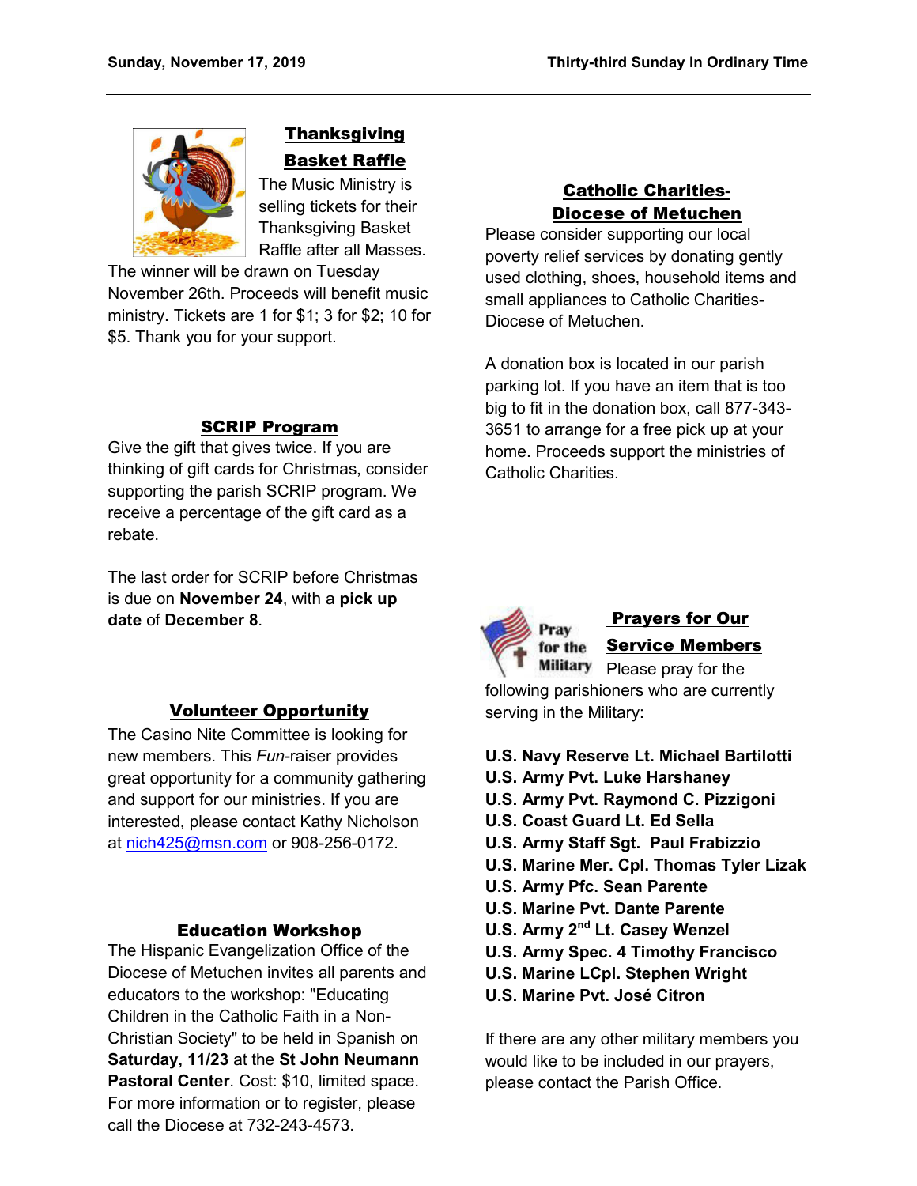## Thanksgiving Basket Raffle

The Music Ministry is selling tickets for their Thanksgiving Basket Raffle after all Masses. The winner will be drawn on Tuesday November 26th. Proceeds will benefit music ministry. Tickets are 1 for $1; 3 for $2; 10 for $5. Thank you for your support.

## SCRIP Program

Give the gift that gives twice. If you are thinking of gift cards for Christmas, consider supporting the parish SCRIP program. We receive a percentage of the gift card as a rebate.

The last order for SCRIP before Christmas is due on **November 24**, with a **pick up date** of **December 8**.

## Volunteer Opportunity

The Casino Nite Committee is looking for new members. This *Fun*-raiser provides great opportunity for a community gathering and support for our ministries. If you are interested, please contact Kathy Nicholson at nich425@msn.com or 908-256-0172.

## Education Workshop

The Hispanic Evangelization Office of the Diocese of Metuchen invites all parents and educators to the workshop: "Educating Children in the Catholic Faith in a Non-Christian Society" to be held in Spanish on **Saturday, 11/23** at the **St John Neumann Pastoral Center**. Cost: $10, limited space. For more information or to register, please call the Diocese at 732-243-4573.

## Catholic Charities-Diocese of Metuchen

Please consider supporting our local poverty relief services by donating gently used clothing, shoes, household items and small appliances to Catholic Charities-Diocese of Metuchen.

A donation box is located in our parish parking lot. If you have an item that is too big to fit in the donation box, call 877-343-3651 to arrange for a free pick up at your home. Proceeds support the ministries of Catholic Charities.

## Prayers for Our Service Members

Please pray for the following parishioners who are currently serving in the Military:

**U.S. Navy Reserve Lt. Michael Bartilotti**
**U.S. Army Pvt. Luke Harshaney**
**U.S. Army Pvt. Raymond C. Pizzigoni**
**U.S. Coast Guard Lt. Ed Sella**
**U.S. Army Staff Sgt. Paul Frabizzio**
**U.S. Marine Mer. Cpl. Thomas Tyler Lizak**
**U.S. Army Pfc. Sean Parente**
**U.S. Marine Pvt. Dante Parente**
**U.S. Army 2nd Lt. Casey Wenzel**
**U.S. Army Spec. 4 Timothy Francisco**
**U.S. Marine LCpl. Stephen Wright**
**U.S. Marine Pvt. José Citron**

If there are any other military members you would like to be included in our prayers, please contact the Parish Office.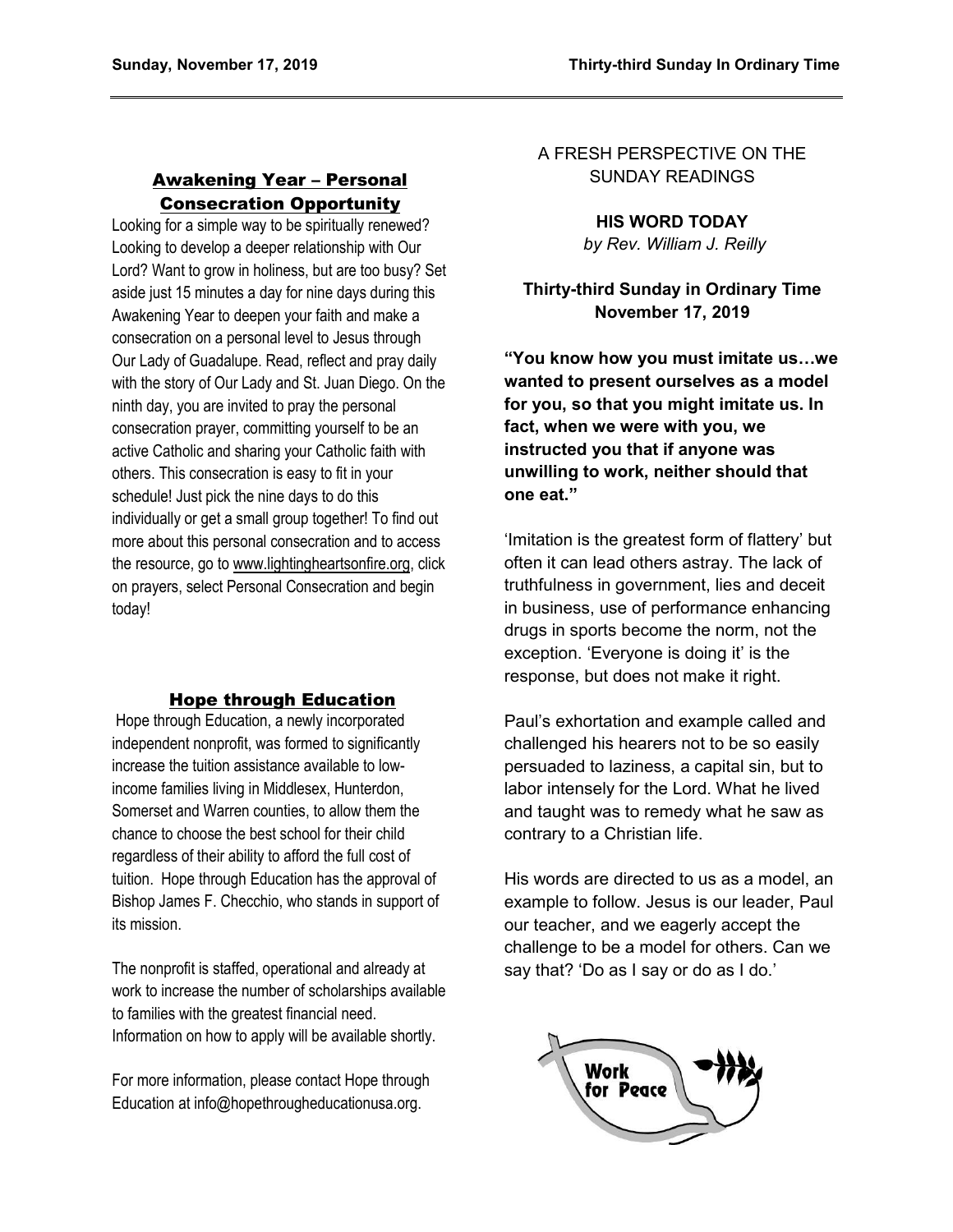## Awakening Year – Personal Consecration Opportunity

Looking for a simple way to be spiritually renewed? Looking to develop a deeper relationship with Our Lord? Want to grow in holiness, but are too busy? Set aside just 15 minutes a day for nine days during this Awakening Year to deepen your faith and make a consecration on a personal level to Jesus through Our Lady of Guadalupe. Read, reflect and pray daily with the story of Our Lady and St. Juan Diego. On the ninth day, you are invited to pray the personal consecration prayer, committing yourself to be an active Catholic and sharing your Catholic faith with others. This consecration is easy to fit in your schedule! Just pick the nine days to do this individually or get a small group together! To find out more about this personal consecration and to access the resource, go to www.lightingheartsonfire.org, click on prayers, select Personal Consecration and begin today!

## Hope through Education

Hope through Education, a newly incorporated independent nonprofit, was formed to significantly increase the tuition assistance available to low-income families living in Middlesex, Hunterdon, Somerset and Warren counties, to allow them the chance to choose the best school for their child regardless of their ability to afford the full cost of tuition. Hope through Education has the approval of Bishop James F. Checchio, who stands in support of its mission.

The nonprofit is staffed, operational and already at work to increase the number of scholarships available to families with the greatest financial need. Information on how to apply will be available shortly.

For more information, please contact Hope through Education at info@hopethrougheducationusa.org.

A FRESH PERSPECTIVE ON THE SUNDAY READINGS

### HIS WORD TODAY

*by Rev. William J. Reilly*

**Thirty-third Sunday in Ordinary Time**
**November 17, 2019**

**"You know how you must imitate us…we wanted to present ourselves as a model for you, so that you might imitate us. In fact, when we were with you, we instructed you that if anyone was unwilling to work, neither should that one eat."**

'Imitation is the greatest form of flattery' but often it can lead others astray. The lack of truthfulness in government, lies and deceit in business, use of performance enhancing drugs in sports become the norm, not the exception. 'Everyone is doing it' is the response, but does not make it right.

Paul's exhortation and example called and challenged his hearers not to be so easily persuaded to laziness, a capital sin, but to labor intensely for the Lord. What he lived and taught was to remedy what he saw as contrary to a Christian life.

His words are directed to us as a model, an example to follow. Jesus is our leader, Paul our teacher, and we eagerly accept the challenge to be a model for others. Can we say that? 'Do as I say or do as I do.'

Work for Peace